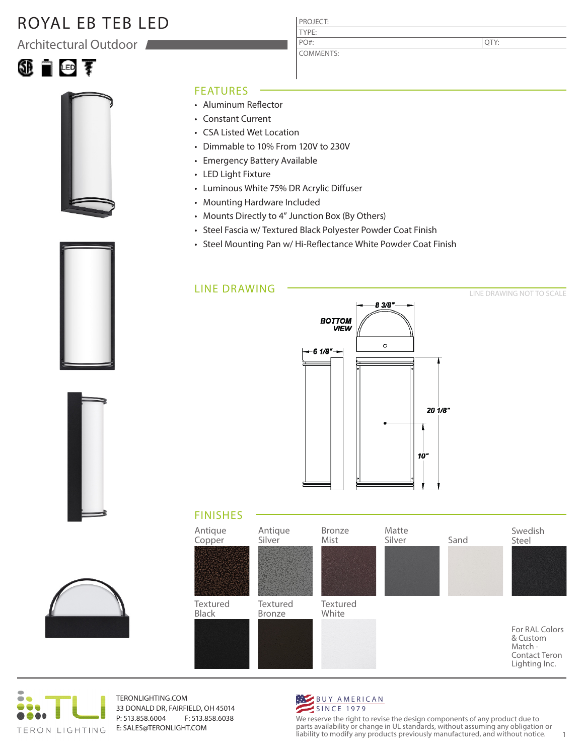# ROYAL EB TEB LED

## Architectural Outdoor

| PROJECT: | |
|---|---|
| TYPE: | |
| PO#: | QTY: |
| COMMENTS: | |

## FEATURES

- Aluminum Reflector
- Constant Current
- CSA Listed Wet Location
- Dimmable to 10% From 120V to 230V
- Emergency Battery Available
- LED Light Fixture
- Luminous White 75% DR Acrylic Diffuser
- Mounting Hardware Included
- Mounts Directly to 4" Junction Box (By Others)
- Steel Fascia w/ Textured Black Polyester Powder Coat Finish
- Steel Mounting Pan w/ Hi-Reflectance White Powder Coat Finish

## LINE DRAWING

LINE DRAWING NOT TO SCALE

BOTTOM VIEW

8 3/8"

6 1/8"

20 1/8"

10"

## FINISHES

- Antique Copper
- Antique Silver
- Bronze Mist
- Matte Silver
- Sand
- Swedish Steel
- Textured Black
- Textured Bronze
- Textured White

For RAL Colors & Custom Match - Contact Teron Lighting Inc.

TERON LIGHTING

TERONLIGHTING.COM
33 DONALD DR, FAIRFIELD, OH 45014
P: 513.858.6004 F: 513.858.6038
E: SALES@TERONLIGHT.COM

BUY AMERICAN SINCE 1979

We reserve the right to revise the design components of any product due to parts availability or change in UL standards, without assuming any obligation or liability to modify any products previously manufactured, and without notice.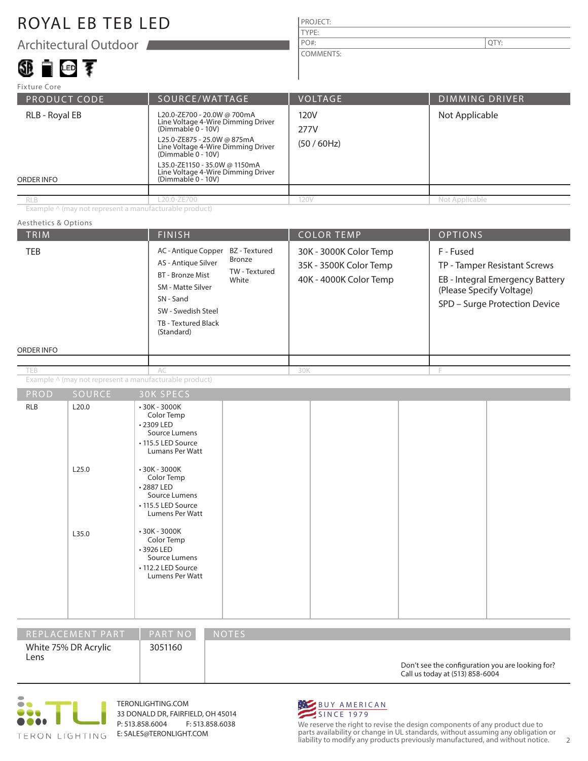# ROYAL EB TEB LED

## Architectural Outdoor

| PROJECT: | |
|---|---|
| TYPE: | |
| PO#: | QTY: |
| COMMENTS: | |

### Fixture Core

| PRODUCT CODE | SOURCE/WATTAGE | VOLTAGE | DIMMING DRIVER |
|---|---|---|---|
| RLB - Royal EB | L20.0-ZE700 - 20.0W @ 700mA Line Voltage 4-Wire Dimming Driver (Dimmable 0 - 10V)<br>L25.0-ZE875 - 25.0W @ 875mA Line Voltage 4-Wire Dimming Driver (Dimmable 0 - 10V)<br>L35.0-ZE1150 - 35.0W @ 1150mA Line Voltage 4-Wire Dimming Driver (Dimmable 0 - 10V) | 120V<br>277V<br>(50 / 60Hz) | Not Applicable |
| ORDER INFO | | | |
| RLB | L20.0-ZE700 | 120V | Not Applicable |

Example ^ (may not represent a manufacturable product)

### Aesthetics & Options

| TRIM | FINISH | COLOR TEMP | OPTIONS |
|---|---|---|---|
| TEB | AC - Antique Copper<br>AS - Antique Silver<br>BT - Bronze Mist<br>SM - Matte Silver<br>SN - Sand<br>SW - Swedish Steel<br>TB - Textured Black (Standard)<br>BZ - Textured Bronze<br>TW - Textured White | 30K - 3000K Color Temp<br>35K - 3500K Color Temp<br>40K - 4000K Color Temp | F - Fused<br>TP - Tamper Resistant Screws<br>EB - Integral Emergency Battery (Please Specify Voltage)<br>SPD – Surge Protection Device |
| ORDER INFO | | | |
| TEB | AC | 30K | F |

Example ^ (may not represent a manufacturable product)

| PROD | SOURCE | 30K SPECS |
|---|---|---|
| RLB | L20.0 | • 30K - 3000K Color Temp<br>• 2309 LED Source Lumens<br>• 115.5 LED Source Lumans Per Watt |
| | L25.0 | • 30K - 3000K Color Temp<br>• 2887 LED Source Lumens<br>• 115.5 LED Source Lumens Per Watt |
| | L35.0 | • 30K - 3000K Color Temp<br>• 3926 LED Source Lumens<br>• 112.2 LED Source Lumens Per Watt |

| REPLACEMENT PART | PART NO | NOTES |
|---|---|---|
| White 75% DR Acrylic Lens | 3051160 | Don't see the configuration you are looking for? Call us today at (513) 858-6004 |

TERON LIGHTING

TERONLIGHTING.COM
33 DONALD DR, FAIRFIELD, OH 45014
P: 513.858.6004 F: 513.858.6038
E: SALES@TERONLIGHT.COM

BUY AMERICAN SINCE 1979

We reserve the right to revise the design components of any product due to parts availability or change in UL standards, without assuming any obligation or liability to modify any products previously manufactured, and without notice.